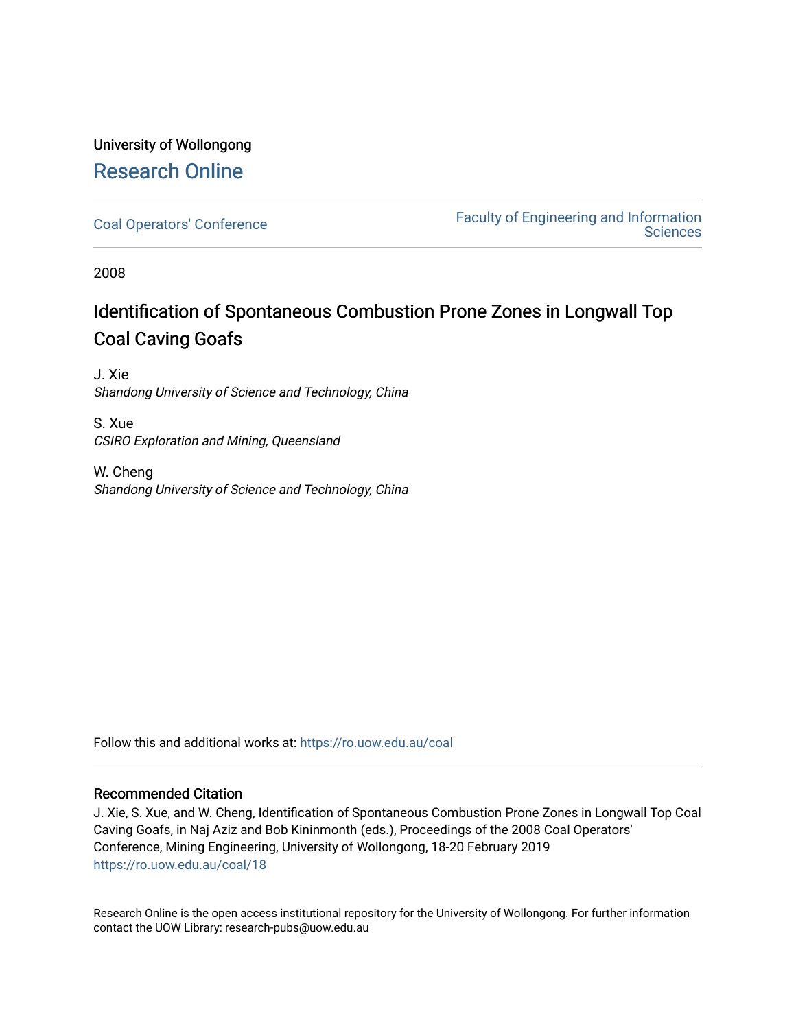University of Wollongong

# Research Online

Coal Operators' Conference

Faculty of Engineering and Information Sciences

2008

# Identification of Spontaneous Combustion Prone Zones in Longwall Top Coal Caving Goafs

J. Xie
*Shandong University of Science and Technology, China*

S. Xue
*CSIRO Exploration and Mining, Queensland*

W. Cheng
*Shandong University of Science and Technology, China*

Follow this and additional works at: https://ro.uow.edu.au/coal

## Recommended Citation

J. Xie, S. Xue, and W. Cheng, Identification of Spontaneous Combustion Prone Zones in Longwall Top Coal Caving Goafs, in Naj Aziz and Bob Kininmonth (eds.), Proceedings of the 2008 Coal Operators' Conference, Mining Engineering, University of Wollongong, 18-20 February 2019
https://ro.uow.edu.au/coal/18

Research Online is the open access institutional repository for the University of Wollongong. For further information contact the UOW Library: research-pubs@uow.edu.au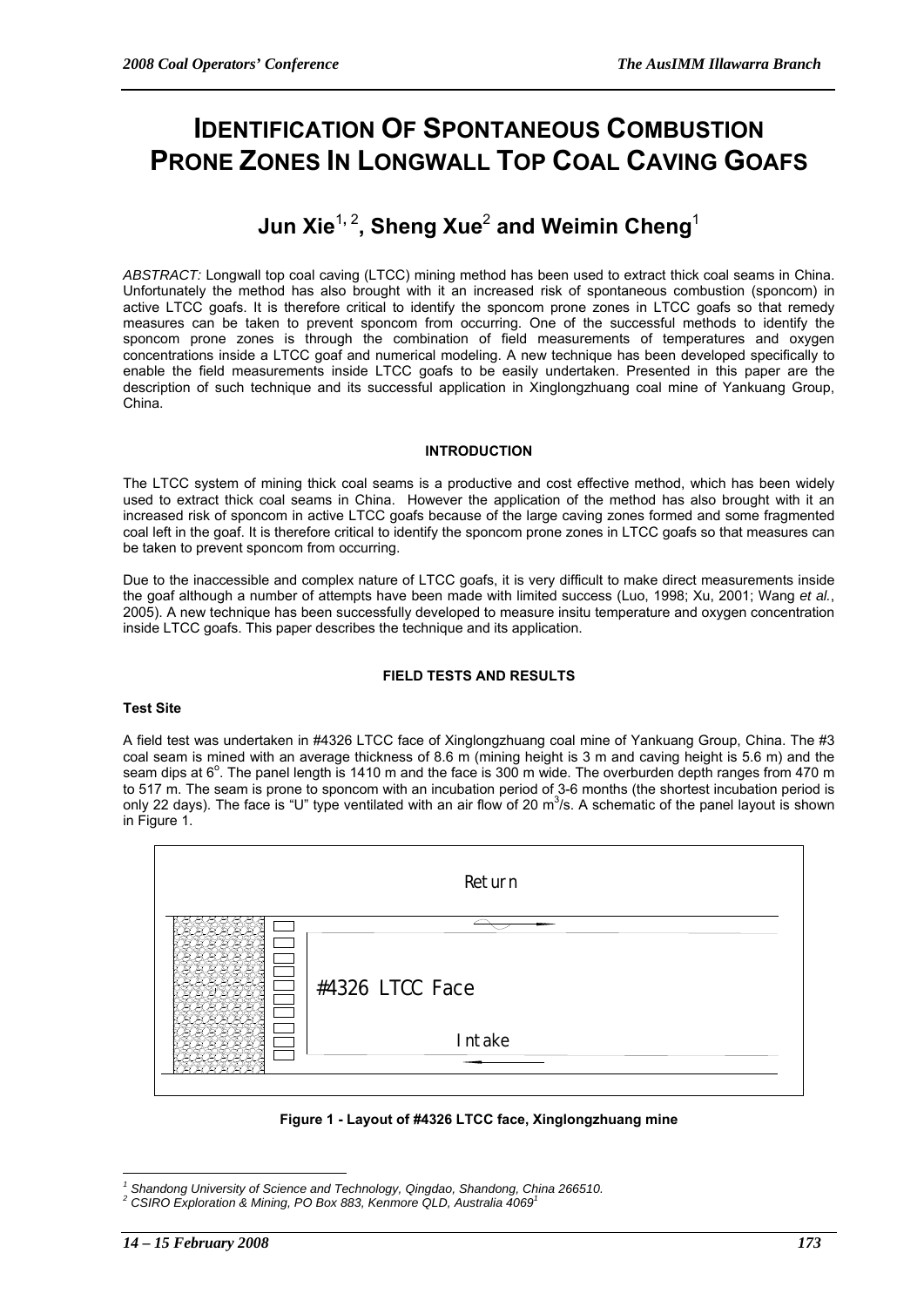―――――――――――――――――――――――――――――

# IDENTIFICATION OF SPONTANEOUS COMBUSTION PRONE ZONES IN LONGWALL TOP COAL CAVING GOAFS

## Jun Xie[1, 2], Sheng Xue[2] and Weimin Cheng[1]

*ABSTRACT:* Longwall top coal caving (LTCC) mining method has been used to extract thick coal seams in China. Unfortunately the method has also brought with it an increased risk of spontaneous combustion (sponcom) in active LTCC goafs. It is therefore critical to identify the sponcom prone zones in LTCC goafs so that remedy measures can be taken to prevent sponcom from occurring. One of the successful methods to identify the sponcom prone zones is through the combination of field measurements of temperatures and oxygen concentrations inside a LTCC goaf and numerical modeling. A new technique has been developed specifically to enable the field measurements inside LTCC goafs to be easily undertaken. Presented in this paper are the description of such technique and its successful application in Xinglongzhuang coal mine of Yankuang Group, China.

### INTRODUCTION

The LTCC system of mining thick coal seams is a productive and cost effective method, which has been widely used to extract thick coal seams in China. However the application of the method has also brought with it an increased risk of sponcom in active LTCC goafs because of the large caving zones formed and some fragmented coal left in the goaf. It is therefore critical to identify the sponcom prone zones in LTCC goafs so that measures can be taken to prevent sponcom from occurring.

Due to the inaccessible and complex nature of LTCC goafs, it is very difficult to make direct measurements inside the goaf although a number of attempts have been made with limited success (Luo, 1998; Xu, 2001; Wang *et al.*, 2005). A new technique has been successfully developed to measure insitu temperature and oxygen concentration inside LTCC goafs. This paper describes the technique and its application.

### FIELD TESTS AND RESULTS

#### Test Site

A field test was undertaken in #4326 LTCC face of Xinglongzhuang coal mine of Yankuang Group, China. The #3 coal seam is mined with an average thickness of 8.6 m (mining height is 3 m and caving height is 5.6 m) and the seam dips at 6°. The panel length is 1410 m and the face is 300 m wide. The overburden depth ranges from 470 m to 517 m. The seam is prone to sponcom with an incubation period of 3-6 months (the shortest incubation period is only 22 days). The face is "U" type ventilated with an air flow of 20 $m^3$/s. A schematic of the panel layout is shown in Figure 1.

Return

#4326 LTCC Face

Intake

**Figure 1 - Layout of #4326 LTCC face, Xinglongzhuang mine**

[1] *Shandong University of Science and Technology, Qingdao, Shandong, China 266510.*

[2] *CSIRO Exploration & Mining, PO Box 883, Kenmore QLD, Australia 4069*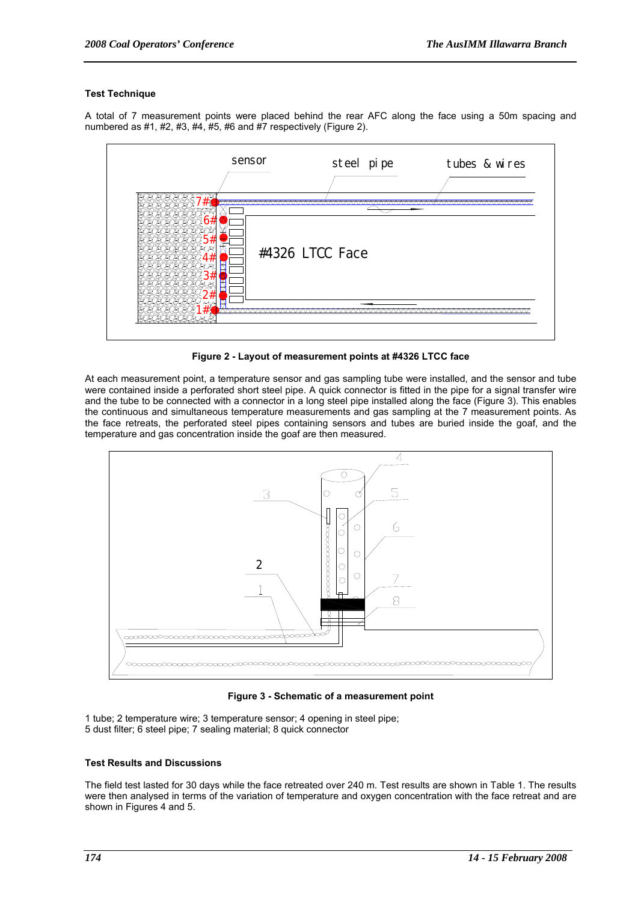**Test Technique**

A total of 7 measurement points were placed behind the rear AFC along the face using a 50m spacing and numbered as #1, #2, #3, #4, #5, #6 and #7 respectively (Figure 2).

**Figure 2 - Layout of measurement points at #4326 LTCC face**

At each measurement point, a temperature sensor and gas sampling tube were installed, and the sensor and tube were contained inside a perforated short steel pipe. A quick connector is fitted in the pipe for a signal transfer wire and the tube to be connected with a connector in a long steel pipe installed along the face (Figure 3). This enables the continuous and simultaneous temperature measurements and gas sampling at the 7 measurement points. As the face retreats, the perforated steel pipes containing sensors and tubes are buried inside the goaf, and the temperature and gas concentration inside the goaf are then measured.

**Figure 3 - Schematic of a measurement point**

1 tube; 2 temperature wire; 3 temperature sensor; 4 opening in steel pipe;
5 dust filter; 6 steel pipe; 7 sealing material; 8 quick connector

**Test Results and Discussions**

The field test lasted for 30 days while the face retreated over 240 m. Test results are shown in Table 1. The results were then analysed in terms of the variation of temperature and oxygen concentration with the face retreat and are shown in Figures 4 and 5.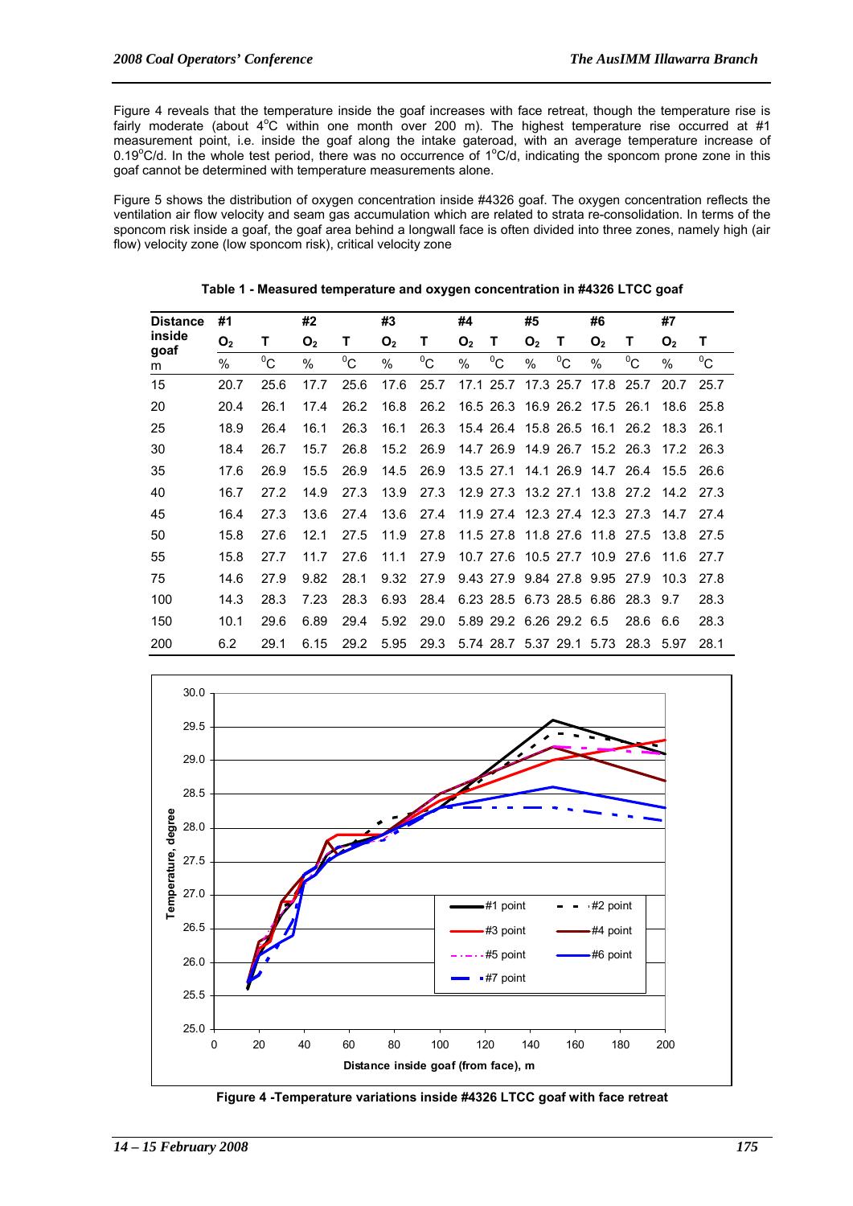Figure 4 reveals that the temperature inside the goaf increases with face retreat, though the temperature rise is fairly moderate (about 4°C within one month over 200 m). The highest temperature rise occurred at #1 measurement point, i.e. inside the goaf along the intake gateroad, with an average temperature increase of 0.19°C/d. In the whole test period, there was no occurrence of 1°C/d, indicating the sponcom prone zone in this goaf cannot be determined with temperature measurements alone.

Figure 5 shows the distribution of oxygen concentration inside #4326 goaf. The oxygen concentration reflects the ventilation air flow velocity and seam gas accumulation which are related to strata re-consolidation. In terms of the sponcom risk inside a goaf, the goaf area behind a longwall face is often divided into three zones, namely high (air flow) velocity zone (low sponcom risk), critical velocity zone

**Table 1 - Measured temperature and oxygen concentration in #4326 LTCC goaf**

| Distance inside goaf | #1 | | #2 | | #3 | | #4 | | #5 | | #6 | | #7 | |
|---|---|---|---|---|---|---|---|---|---|---|---|---|---|---|
| | $O_2$ | T | $O_2$ | T | $O_2$ | T | $O_2$ | T | $O_2$ | T | $O_2$ | T | $O_2$ | T |
| m | % | °C | % | °C | % | °C | % | °C | % | °C | % | °C | % | °C |
| 15 | 20.7 | 25.6 | 17.7 | 25.6 | 17.6 | 25.7 | 17.1 | 25.7 | 17.3 | 25.7 | 17.8 | 25.7 | 20.7 | 25.7 |
| 20 | 20.4 | 26.1 | 17.4 | 26.2 | 16.8 | 26.2 | 16.5 | 26.3 | 16.9 | 26.2 | 17.5 | 26.1 | 18.6 | 25.8 |
| 25 | 18.9 | 26.4 | 16.1 | 26.3 | 16.1 | 26.3 | 15.4 | 26.4 | 15.8 | 26.5 | 16.1 | 26.2 | 18.3 | 26.1 |
| 30 | 18.4 | 26.7 | 15.7 | 26.8 | 15.2 | 26.9 | 14.7 | 26.9 | 14.9 | 26.7 | 15.2 | 26.3 | 17.2 | 26.3 |
| 35 | 17.6 | 26.9 | 15.5 | 26.9 | 14.5 | 26.9 | 13.5 | 27.1 | 14.1 | 26.9 | 14.7 | 26.4 | 15.5 | 26.6 |
| 40 | 16.7 | 27.2 | 14.9 | 27.3 | 13.9 | 27.3 | 12.9 | 27.3 | 13.2 | 27.1 | 13.8 | 27.2 | 14.2 | 27.3 |
| 45 | 16.4 | 27.3 | 13.6 | 27.4 | 13.6 | 27.4 | 11.9 | 27.4 | 12.3 | 27.4 | 12.3 | 27.3 | 14.7 | 27.4 |
| 50 | 15.8 | 27.6 | 12.1 | 27.5 | 11.9 | 27.8 | 11.5 | 27.8 | 11.8 | 27.6 | 11.8 | 27.5 | 13.8 | 27.5 |
| 55 | 15.8 | 27.7 | 11.7 | 27.6 | 11.1 | 27.9 | 10.7 | 27.6 | 10.5 | 27.7 | 10.9 | 27.6 | 11.6 | 27.7 |
| 75 | 14.6 | 27.9 | 9.82 | 28.1 | 9.32 | 27.9 | 9.43 | 27.9 | 9.84 | 27.8 | 9.95 | 27.9 | 10.3 | 27.8 |
| 100 | 14.3 | 28.3 | 7.23 | 28.3 | 6.93 | 28.4 | 6.23 | 28.5 | 6.73 | 28.5 | 6.86 | 28.3 | 9.7 | 28.3 |
| 150 | 10.1 | 29.6 | 6.89 | 29.4 | 5.92 | 29.0 | 5.89 | 29.2 | 6.26 | 29.2 | 6.5 | 28.6 | 6.6 | 28.3 |
| 200 | 6.2 | 29.1 | 6.15 | 29.2 | 5.95 | 29.3 | 5.74 | 28.7 | 5.37 | 29.1 | 5.73 | 28.3 | 5.97 | 28.1 |

Figure 4 -Temperature variations inside #4326 LTCC goaf with face retreat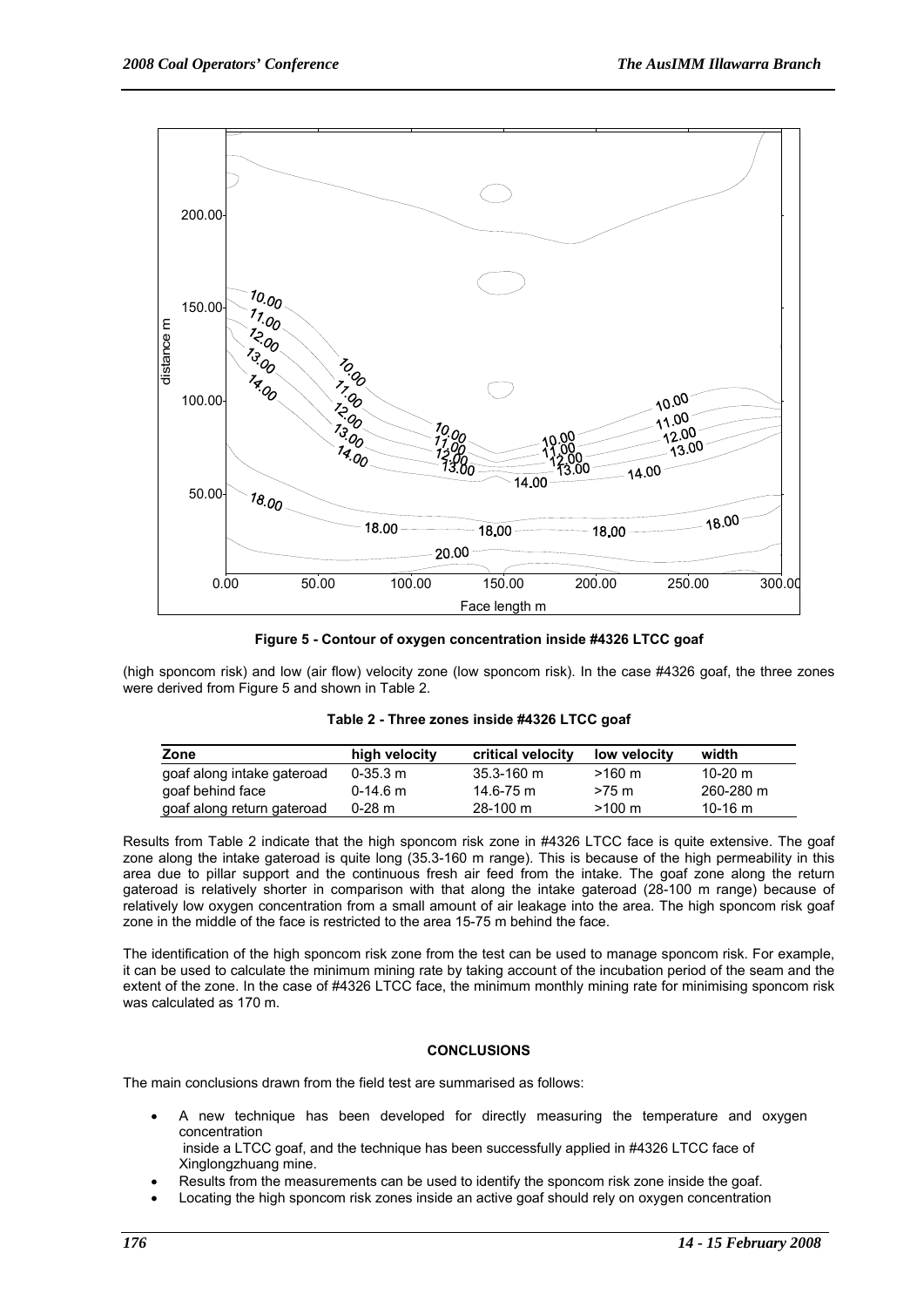**Figure 5 - Contour of oxygen concentration inside #4326 LTCC goaf**

(high sponcom risk) and low (air flow) velocity zone (low sponcom risk). In the case #4326 goaf, the three zones were derived from Figure 5 and shown in Table 2.

**Table 2 - Three zones inside #4326 LTCC goaf**

| Zone | high velocity | critical velocity | low velocity | width |
|---|---|---|---|---|
| goaf along intake gateroad | 0-35.3 m | 35.3-160 m | >160 m | 10-20 m |
| goaf behind face | 0-14.6 m | 14.6-75 m | >75 m | 260-280 m |
| goaf along return gateroad | 0-28 m | 28-100 m | >100 m | 10-16 m |

Results from Table 2 indicate that the high sponcom risk zone in #4326 LTCC face is quite extensive. The goaf zone along the intake gateroad is quite long (35.3-160 m range). This is because of the high permeability in this area due to pillar support and the continuous fresh air feed from the intake. The goaf zone along the return gateroad is relatively shorter in comparison with that along the intake gateroad (28-100 m range) because of relatively low oxygen concentration from a small amount of air leakage into the area. The high sponcom risk goaf zone in the middle of the face is restricted to the area 15-75 m behind the face.

The identification of the high sponcom risk zone from the test can be used to manage sponcom risk. For example, it can be used to calculate the minimum mining rate by taking account of the incubation period of the seam and the extent of the zone. In the case of #4326 LTCC face, the minimum monthly mining rate for minimising sponcom risk was calculated as 170 m.

## CONCLUSIONS

The main conclusions drawn from the field test are summarised as follows:

- A new technique has been developed for directly measuring the temperature and oxygen concentration inside a LTCC goaf, and the technique has been successfully applied in #4326 LTCC face of Xinglongzhuang mine.
- Results from the measurements can be used to identify the sponcom risk zone inside the goaf.
- Locating the high sponcom risk zones inside an active goaf should rely on oxygen concentration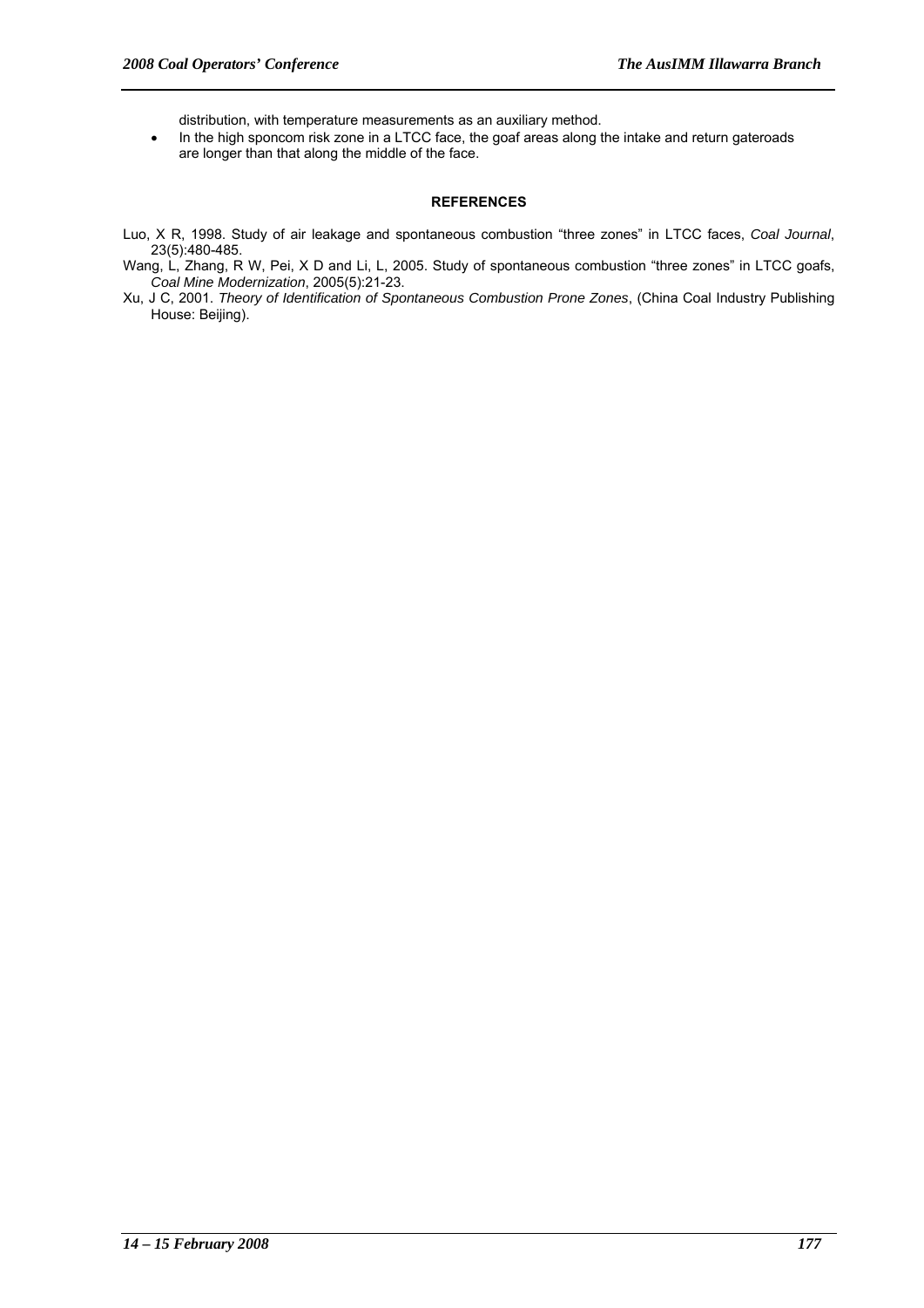distribution, with temperature measurements as an auxiliary method.

- In the high sponcom risk zone in a LTCC face, the goaf areas along the intake and return gateroads are longer than that along the middle of the face.

## REFERENCES

Luo, X R, 1998. Study of air leakage and spontaneous combustion “three zones” in LTCC faces, *Coal Journal*, 23(5):480-485.

Wang, L, Zhang, R W, Pei, X D and Li, L, 2005. Study of spontaneous combustion “three zones” in LTCC goafs, *Coal Mine Modernization*, 2005(5):21-23.

Xu, J C, 2001. *Theory of Identification of Spontaneous Combustion Prone Zones*, (China Coal Industry Publishing House: Beijing).